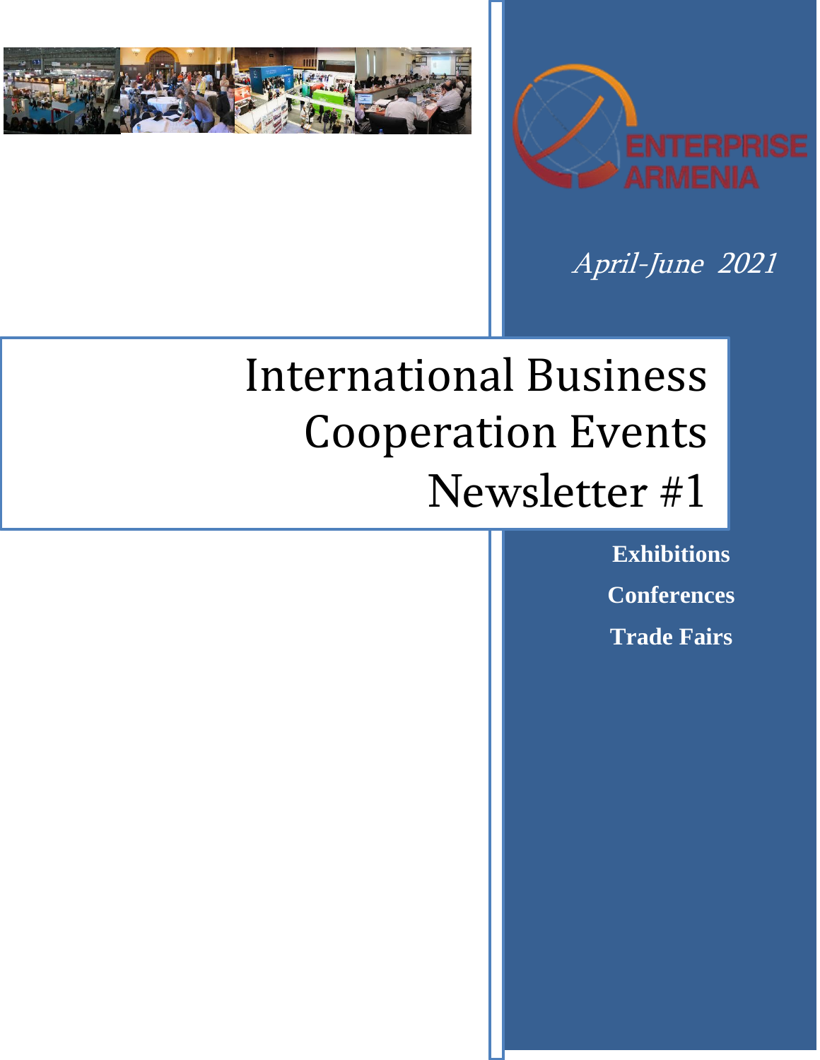ENTERPRISE ARMENIA

*April-June 2021*

# International Business Cooperation Events Newsletter #1

**Exhibitions**

**Conferences**

**Trade Fairs**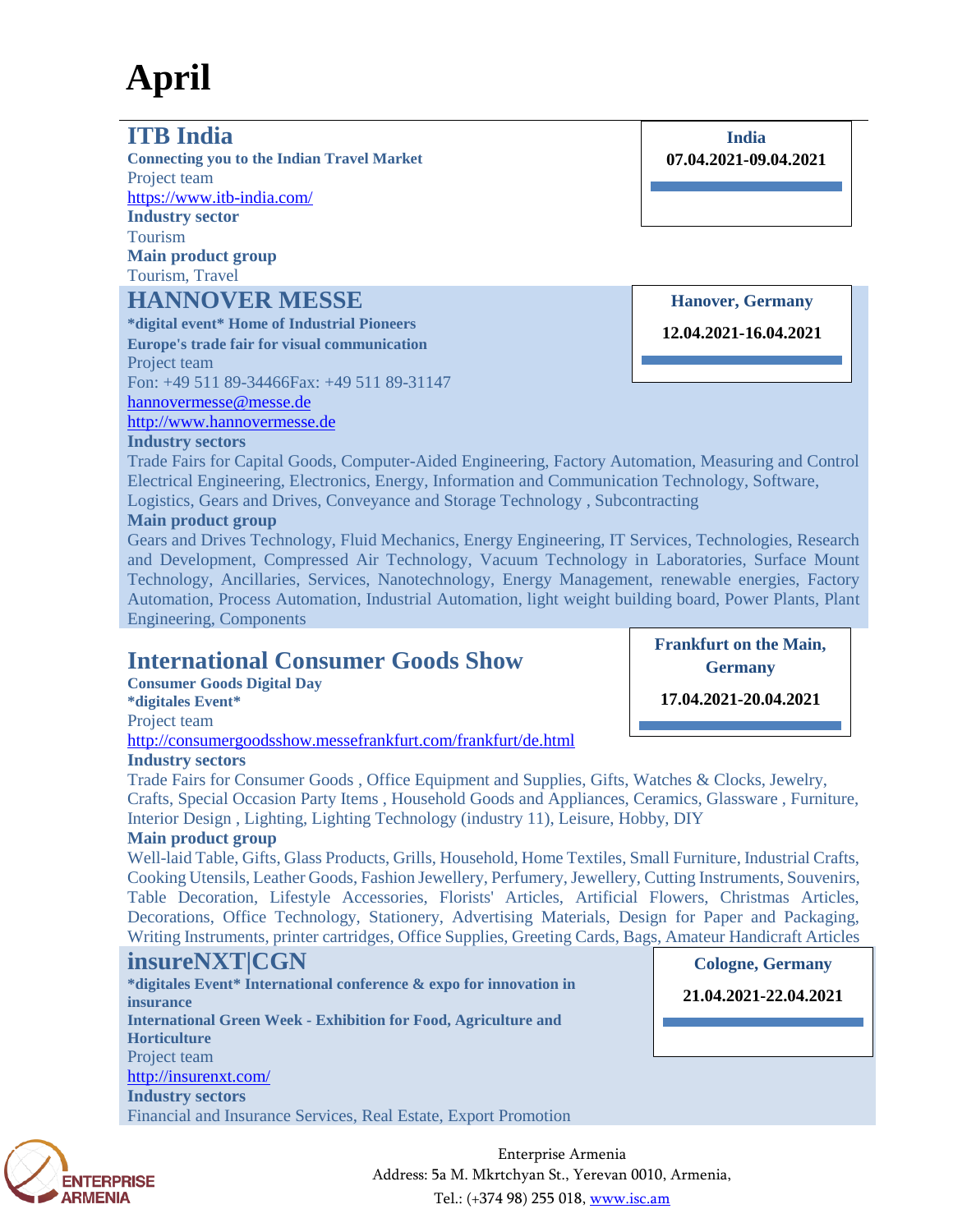# April

## ITB India

**India**
**07.04.2021-09.04.2021**

**Connecting you to the Indian Travel Market**
Project team
https://www.itb-india.com/
**Industry sector**
Tourism
**Main product group**
Tourism, Travel

## HANNOVER MESSE

**Hanover, Germany**
**12.04.2021-16.04.2021**

***digital event* Home of Industrial Pioneers**
**Europe's trade fair for visual communication**
Project team
Fon: +49 511 89-34466Fax: +49 511 89-31147
hannovermesse@messe.de
http://www.hannovermesse.de
**Industry sectors**
Trade Fairs for Capital Goods, Computer-Aided Engineering, Factory Automation, Measuring and Control Electrical Engineering, Electronics, Energy, Information and Communication Technology, Software, Logistics, Gears and Drives, Conveyance and Storage Technology , Subcontracting
**Main product group**
Gears and Drives Technology, Fluid Mechanics, Energy Engineering, IT Services, Technologies, Research and Development, Compressed Air Technology, Vacuum Technology in Laboratories, Surface Mount Technology, Ancillaries, Services, Nanotechnology, Energy Management, renewable energies, Factory Automation, Process Automation, Industrial Automation, light weight building board, Power Plants, Plant Engineering, Components

## International Consumer Goods Show

**Frankfurt on the Main, Germany**
**17.04.2021-20.04.2021**

**Consumer Goods Digital Day**
***digitales Event***
Project team
http://consumergoodsshow.messefrankfurt.com/frankfurt/de.html
**Industry sectors**
Trade Fairs for Consumer Goods , Office Equipment and Supplies, Gifts, Watches & Clocks, Jewelry, Crafts, Special Occasion Party Items , Household Goods and Appliances, Ceramics, Glassware , Furniture, Interior Design , Lighting, Lighting Technology (industry 11), Leisure, Hobby, DIY
**Main product group**
Well-laid Table, Gifts, Glass Products, Grills, Household, Home Textiles, Small Furniture, Industrial Crafts, Cooking Utensils, Leather Goods, Fashion Jewellery, Perfumery, Jewellery, Cutting Instruments, Souvenirs, Table Decoration, Lifestyle Accessories, Florists' Articles, Artificial Flowers, Christmas Articles, Decorations, Office Technology, Stationery, Advertising Materials, Design for Paper and Packaging, Writing Instruments, printer cartridges, Office Supplies, Greeting Cards, Bags, Amateur Handicraft Articles

## insureNXT|CGN

**Cologne, Germany**
**21.04.2021-22.04.2021**

***digitales Event* International conference & expo for innovation in insurance**
**International Green Week - Exhibition for Food, Agriculture and Horticulture**
Project team
http://insurenxt.com/
**Industry sectors**
Financial and Insurance Services, Real Estate, Export Promotion

Enterprise Armenia
Address: 5a M. Mkrtchyan St., Yerevan 0010, Armenia,
Tel.: (+374 98) 255 018, www.isc.am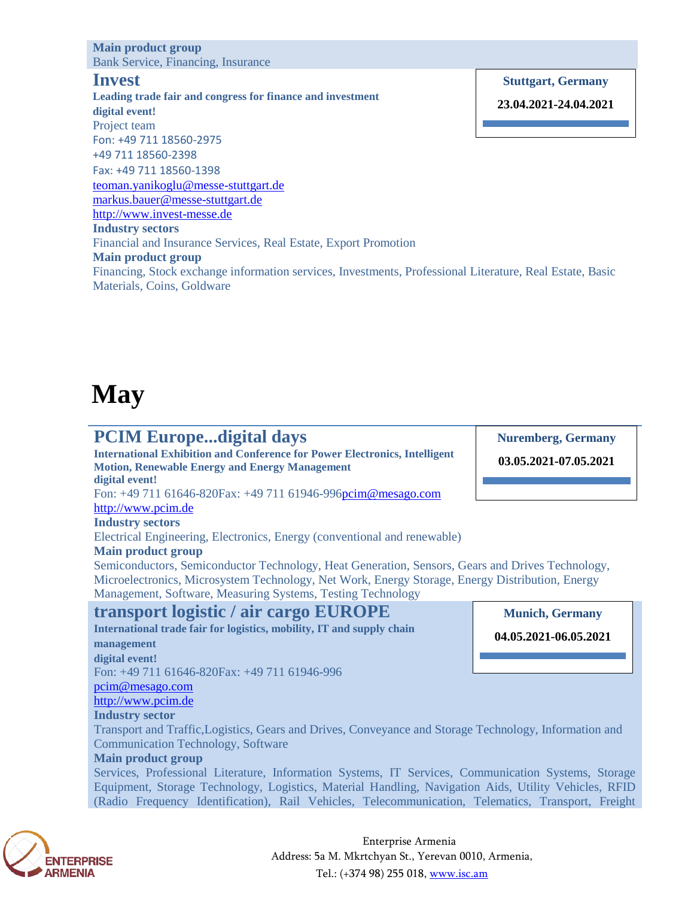**Main product group**
Bank Service, Financing, Insurance

## Invest

**Stuttgart, Germany**

**23.04.2021-24.04.2021**

**Leading trade fair and congress for finance and investment**
**digital event!**
Project team
Fon: +49 711 18560-2975
+49 711 18560-2398
Fax: +49 711 18560-1398
teoman.yanikoglu@messe-stuttgart.de
markus.bauer@messe-stuttgart.de
http://www.invest-messe.de

**Industry sectors**
Financial and Insurance Services, Real Estate, Export Promotion

**Main product group**
Financing, Stock exchange information services, Investments, Professional Literature, Real Estate, Basic Materials, Coins, Goldware

# May

## PCIM Europe...digital days

**Nuremberg, Germany**

**03.05.2021-07.05.2021**

**International Exhibition and Conference for Power Electronics, Intelligent Motion, Renewable Energy and Energy Management**
**digital event!**
Fon: +49 711 61646-820Fax: +49 711 61946-996pcim@mesago.com
http://www.pcim.de

**Industry sectors**
Electrical Engineering, Electronics, Energy (conventional and renewable)

**Main product group**
Semiconductors, Semiconductor Technology, Heat Generation, Sensors, Gears and Drives Technology, Microelectronics, Microsystem Technology, Net Work, Energy Storage, Energy Distribution, Energy Management, Software, Measuring Systems, Testing Technology

## transport logistic / air cargo EUROPE

**Munich, Germany**

**04.05.2021-06.05.2021**

**International trade fair for logistics, mobility, IT and supply chain management**
**digital event!**
Fon: +49 711 61646-820Fax: +49 711 61946-996
pcim@mesago.com
http://www.pcim.de

**Industry sector**
Transport and Traffic,Logistics, Gears and Drives, Conveyance and Storage Technology, Information and Communication Technology, Software

**Main product group**
Services, Professional Literature, Information Systems, IT Services, Communication Systems, Storage Equipment, Storage Technology, Logistics, Material Handling, Navigation Aids, Utility Vehicles, RFID (Radio Frequency Identification), Rail Vehicles, Telecommunication, Telematics, Transport, Freight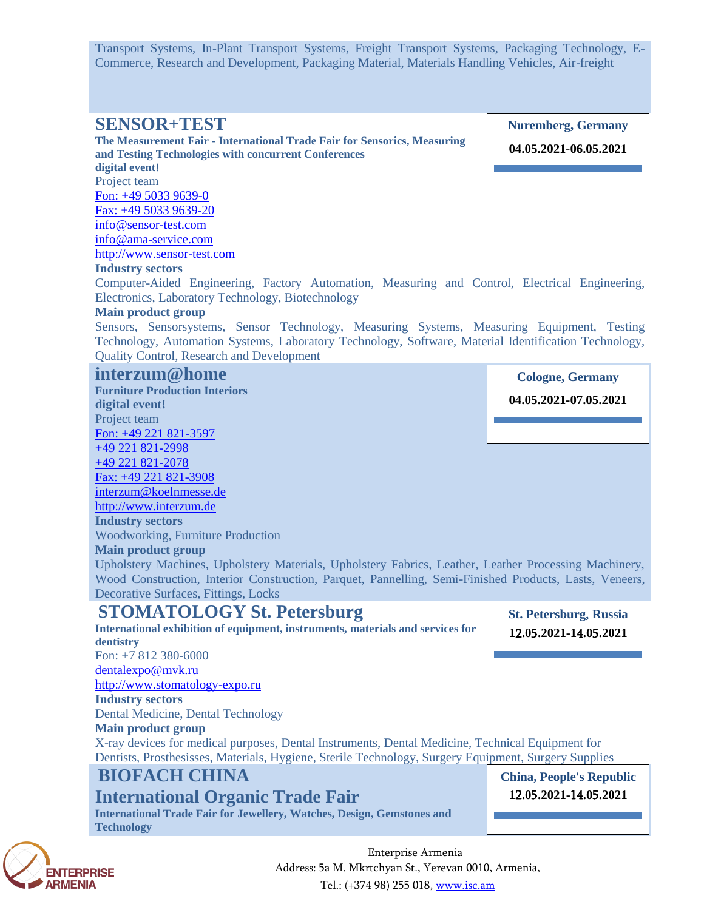Transport Systems, In-Plant Transport Systems, Freight Transport Systems, Packaging Technology, E-Commerce, Research and Development, Packaging Material, Materials Handling Vehicles, Air-freight

## SENSOR+TEST

**Nuremberg, Germany**

**04.05.2021-06.05.2021**

**The Measurement Fair - International Trade Fair for Sensorics, Measuring and Testing Technologies with concurrent Conferences**

**digital event!**

Project team

Fon: +49 5033 9639-0

Fax: +49 5033 9639-20

info@sensor-test.com

info@ama-service.com

http://www.sensor-test.com

**Industry sectors**

Computer-Aided Engineering, Factory Automation, Measuring and Control, Electrical Engineering, Electronics, Laboratory Technology, Biotechnology

**Main product group**

Sensors, Sensorsystems, Sensor Technology, Measuring Systems, Measuring Equipment, Testing Technology, Automation Systems, Laboratory Technology, Software, Material Identification Technology, Quality Control, Research and Development

## interzum@home

**Cologne, Germany**

**04.05.2021-07.05.2021**

**Furniture Production Interiors**

**digital event!**

Project team

Fon: +49 221 821-3597

+49 221 821-2998

+49 221 821-2078

Fax: +49 221 821-3908

interzum@koelnmesse.de

http://www.interzum.de

**Industry sectors**

Woodworking, Furniture Production

**Main product group**

Upholstery Machines, Upholstery Materials, Upholstery Fabrics, Leather, Leather Processing Machinery, Wood Construction, Interior Construction, Parquet, Pannelling, Semi-Finished Products, Lasts, Veneers, Decorative Surfaces, Fittings, Locks

## STOMATOLOGY St. Petersburg

**St. Petersburg, Russia**

**12.05.2021-14.05.2021**

**International exhibition of equipment, instruments, materials and services for dentistry**

Fon: +7 812 380-6000

dentalexpo@mvk.ru

http://www.stomatology-expo.ru

**Industry sectors**

Dental Medicine, Dental Technology

**Main product group**

X-ray devices for medical purposes, Dental Instruments, Dental Medicine, Technical Equipment for Dentists, Prosthesisses, Materials, Hygiene, Sterile Technology, Surgery Equipment, Surgery Supplies

## BIOFACH CHINA
## International Organic Trade Fair

**China, People's Republic**

**12.05.2021-14.05.2021**

**International Trade Fair for Jewellery, Watches, Design, Gemstones and Technology**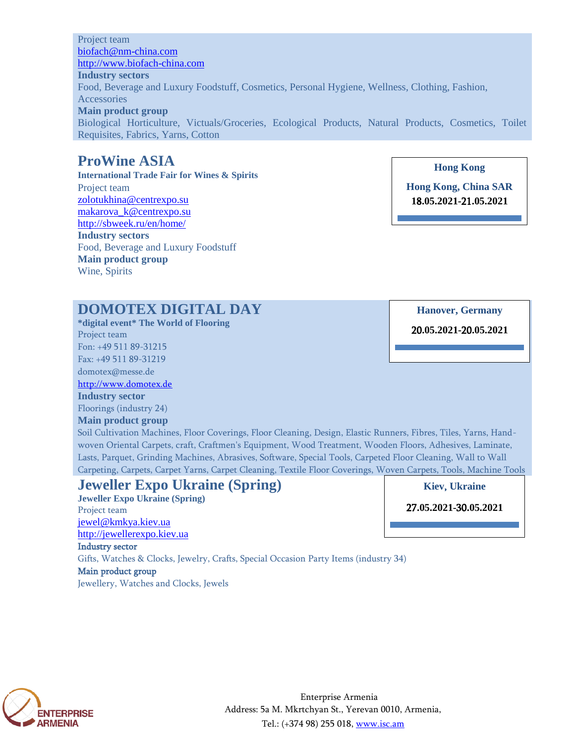Project team
biofach@nm-china.com
http://www.biofach-china.com

**Industry sectors**

Food, Beverage and Luxury Foodstuff, Cosmetics, Personal Hygiene, Wellness, Clothing, Fashion, Accessories

**Main product group**

Biological Horticulture, Victuals/Groceries, Ecological Products, Natural Products, Cosmetics, Toilet Requisites, Fabrics, Yarns, Cotton

## ProWine ASIA

**Hong Kong**

**Hong Kong, China SAR**

**18.05.2021-21.05.2021**

**International Trade Fair for Wines & Spirits**

Project team
zolotukhina@centrexpo.su
makarova_k@centrexpo.su
http://sbweek.ru/en/home/

**Industry sectors**

Food, Beverage and Luxury Foodstuff

**Main product group**

Wine, Spirits

## DOMOTEX DIGITAL DAY

**Hanover, Germany**

**20.05.2021-20.05.2021**

**\*digital event\* The World of Flooring**

Project team
Fon: +49 511 89-31215
Fax: +49 511 89-31219
domotex@messe.de
http://www.domotex.de

**Industry sector**

Floorings (industry 24)

**Main product group**

Soil Cultivation Machines, Floor Coverings, Floor Cleaning, Design, Elastic Runners, Fibres, Tiles, Yarns, Hand-woven Oriental Carpets, craft, Craftmen's Equipment, Wood Treatment, Wooden Floors, Adhesives, Laminate, Lasts, Parquet, Grinding Machines, Abrasives, Software, Special Tools, Carpeted Floor Cleaning, Wall to Wall Carpeting, Carpets, Carpet Yarns, Carpet Cleaning, Textile Floor Coverings, Woven Carpets, Tools, Machine Tools

## Jeweller Expo Ukraine (Spring)

**Kiev, Ukraine**

**27.05.2021-30.05.2021**

**Jeweller Expo Ukraine (Spring)**

Project team
jewel@kmkya.kiev.ua
http://jewellerexpo.kiev.ua

**Industry sector**

Gifts, Watches & Clocks, Jewelry, Crafts, Special Occasion Party Items (industry 34)

**Main product group**

Jewellery, Watches and Clocks, Jewels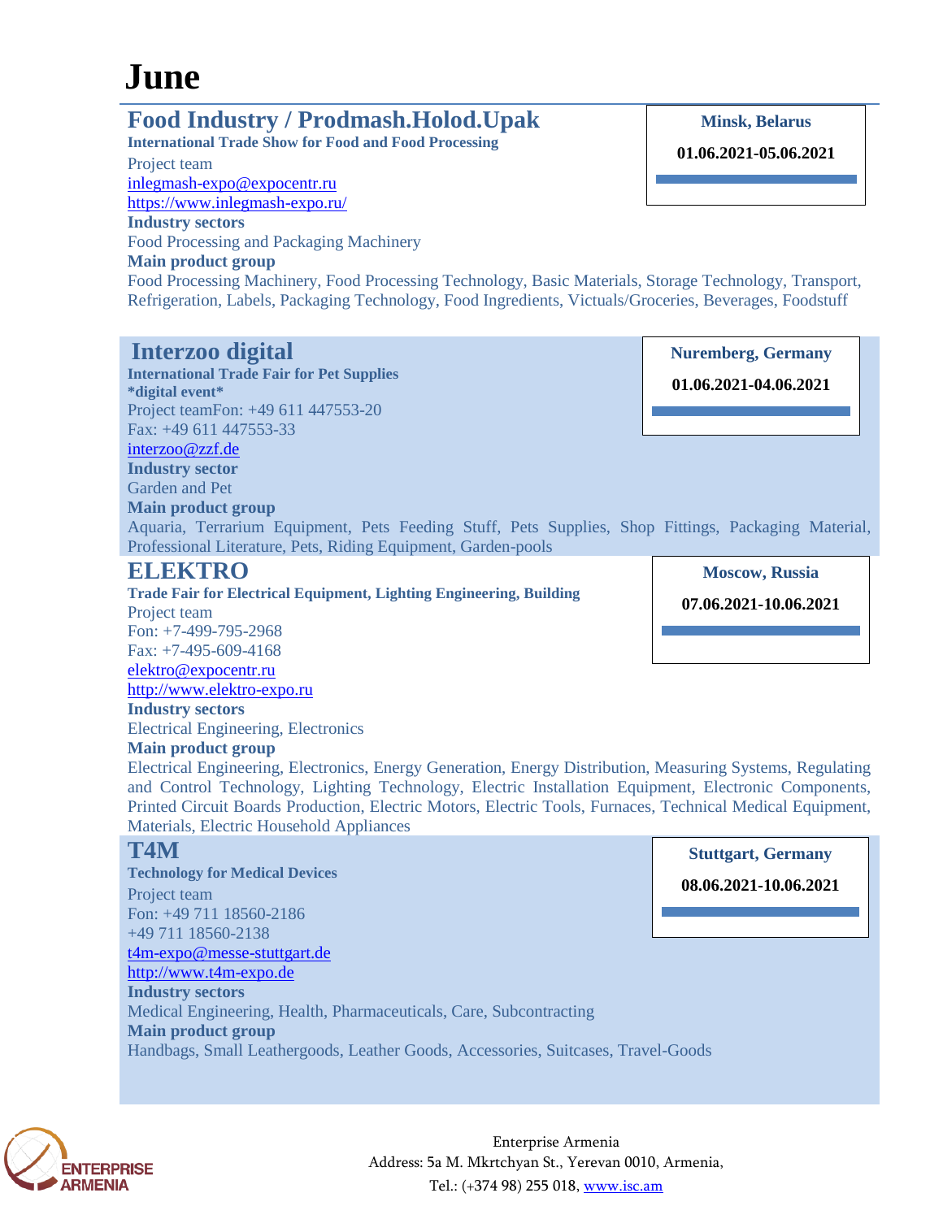# June

## Food Industry / Prodmash.Holod.Upak

**Minsk, Belarus**

**01.06.2021-05.06.2021**

**International Trade Show for Food and Food Processing**

Project team

inlegmash-expo@expocentr.ru

https://www.inlegmash-expo.ru/

**Industry sectors**

Food Processing and Packaging Machinery

**Main product group**

Food Processing Machinery, Food Processing Technology, Basic Materials, Storage Technology, Transport, Refrigeration, Labels, Packaging Technology, Food Ingredients, Victuals/Groceries, Beverages, Foodstuff

## Interzoo digital

**Nuremberg, Germany**

**01.06.2021-04.06.2021**

**International Trade Fair for Pet Supplies**

***digital event***

Project teamFon: +49 611 447553-20

Fax: +49 611 447553-33

interzoo@zzf.de

**Industry sector**

Garden and Pet

**Main product group**

Aquaria, Terrarium Equipment, Pets Feeding Stuff, Pets Supplies, Shop Fittings, Packaging Material, Professional Literature, Pets, Riding Equipment, Garden-pools

## ELEKTRO

**Moscow, Russia**

**07.06.2021-10.06.2021**

**Trade Fair for Electrical Equipment, Lighting Engineering, Building**

Project team

Fon: +7-499-795-2968

Fax: +7-495-609-4168

elektro@expocentr.ru

http://www.elektro-expo.ru

**Industry sectors**

Electrical Engineering, Electronics

**Main product group**

Electrical Engineering, Electronics, Energy Generation, Energy Distribution, Measuring Systems, Regulating and Control Technology, Lighting Technology, Electric Installation Equipment, Electronic Components, Printed Circuit Boards Production, Electric Motors, Electric Tools, Furnaces, Technical Medical Equipment, Materials, Electric Household Appliances

## T4M

**Stuttgart, Germany**

**08.06.2021-10.06.2021**

**Technology for Medical Devices**

Project team

Fon: +49 711 18560-2186

+49 711 18560-2138

t4m-expo@messe-stuttgart.de

http://www.t4m-expo.de

**Industry sectors**

Medical Engineering, Health, Pharmaceuticals, Care, Subcontracting

**Main product group**

Handbags, Small Leathergoods, Leather Goods, Accessories, Suitcases, Travel-Goods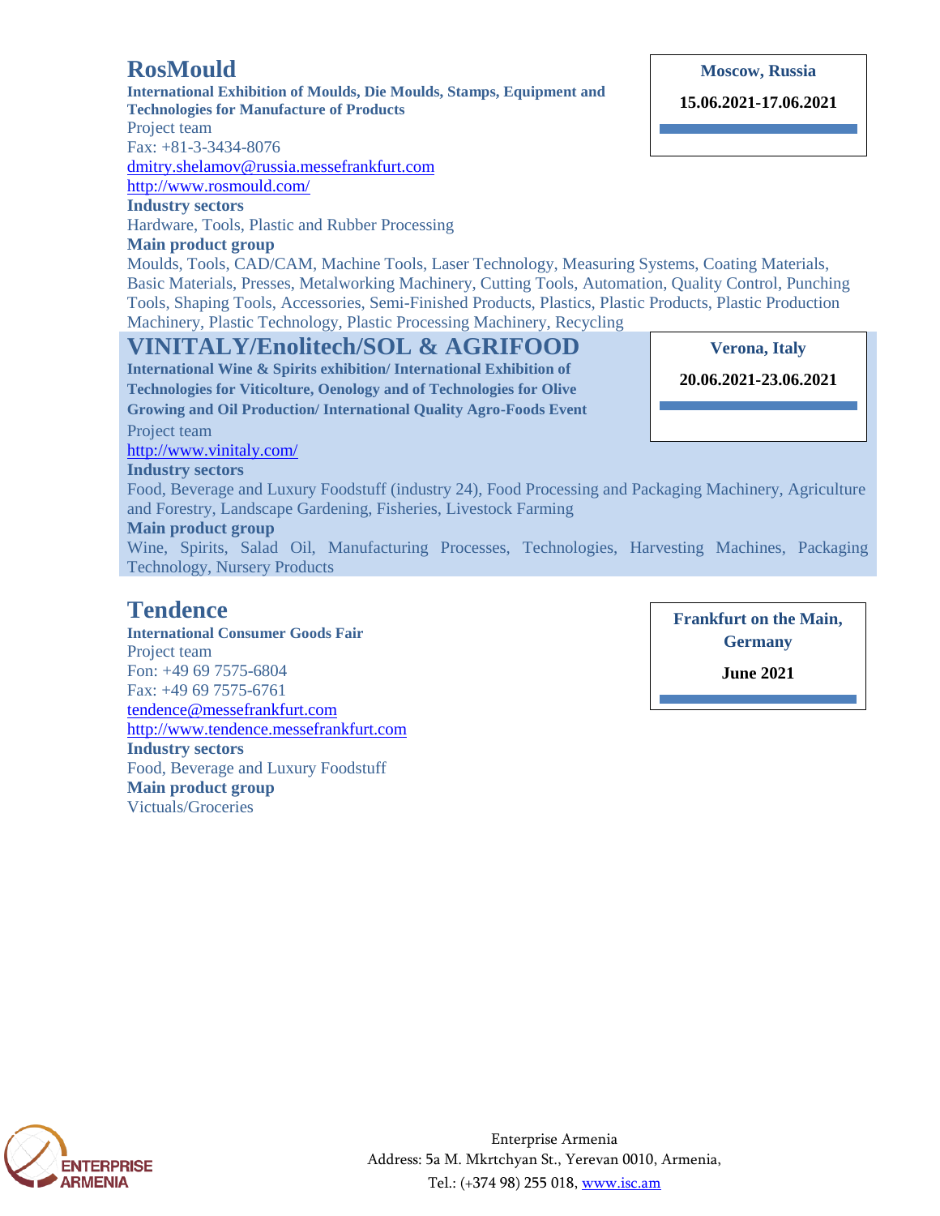## RosMould

**Moscow, Russia**

**15.06.2021-17.06.2021**

**International Exhibition of Moulds, Die Moulds, Stamps, Equipment and Technologies for Manufacture of Products**

Project team
Fax: +81-3-3434-8076
dmitry.shelamov@russia.messefrankfurt.com
http://www.rosmould.com/

**Industry sectors**

Hardware, Tools, Plastic and Rubber Processing

**Main product group**

Moulds, Tools, CAD/CAM, Machine Tools, Laser Technology, Measuring Systems, Coating Materials, Basic Materials, Presses, Metalworking Machinery, Cutting Tools, Automation, Quality Control, Punching Tools, Shaping Tools, Accessories, Semi-Finished Products, Plastics, Plastic Products, Plastic Production Machinery, Plastic Technology, Plastic Processing Machinery, Recycling

## VINITALY/Enolitech/SOL & AGRIFOOD

**Verona, Italy**

**20.06.2021-23.06.2021**

**International Wine & Spirits exhibition/ International Exhibition of Technologies for Viticolture, Oenology and of Technologies for Olive Growing and Oil Production/ International Quality Agro-Foods Event**

Project team
http://www.vinitaly.com/

**Industry sectors**

Food, Beverage and Luxury Foodstuff (industry 24), Food Processing and Packaging Machinery, Agriculture and Forestry, Landscape Gardening, Fisheries, Livestock Farming

**Main product group**

Wine, Spirits, Salad Oil, Manufacturing Processes, Technologies, Harvesting Machines, Packaging Technology, Nursery Products

## Tendence

**Frankfurt on the Main, Germany**

**June 2021**

**International Consumer Goods Fair**

Project team
Fon: +49 69 7575-6804
Fax: +49 69 7575-6761
tendence@messefrankfurt.com
http://www.tendence.messefrankfurt.com

**Industry sectors**

Food, Beverage and Luxury Foodstuff

**Main product group**

Victuals/Groceries